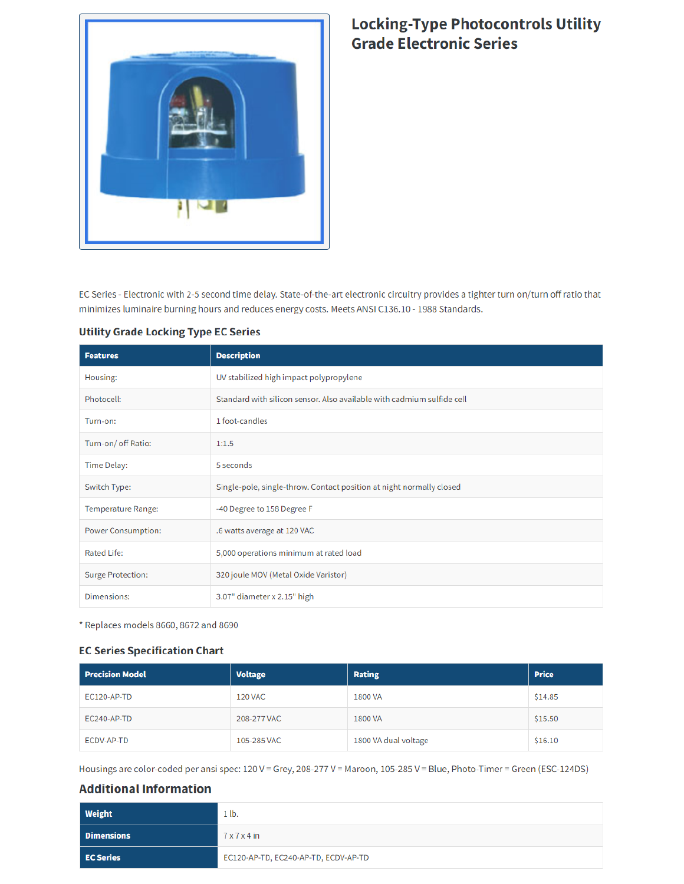# Locking-Type Photocontrols Utility Grade Electronic Series

EC Series - Electronic with 2-5 second time delay. State-of-the-art electronic circuitry provides a tighter turn on/turn off ratio that minimizes luminaire burning hours and reduces energy costs. Meets ANSI C136.10 - 1988 Standards.

### Utility Grade Locking Type EC Series

| Features | Description |
|---|---|
| Housing: | UV stabilized high impact polypropylene |
| Photocell: | Standard with silicon sensor. Also available with cadmium sulfide cell |
| Turn-on: | 1 foot-candles |
| Turn-on/ off Ratio: | 1:1.5 |
| Time Delay: | 5 seconds |
| Switch Type: | Single-pole, single-throw. Contact position at night normally closed |
| Temperature Range: | -40 Degree to 158 Degree F |
| Power Consumption: | .6 watts average at 120 VAC |
| Rated Life: | 5,000 operations minimum at rated load |
| Surge Protection: | 320 joule MOV (Metal Oxide Varistor) |
| Dimensions: | 3.07" diameter x 2.15" high |

* Replaces models 8660, 8672 and 8690

### EC Series Specification Chart

| Precision Model | Voltage | Rating | Price |
|---|---|---|---|
| EC120-AP-TD | 120 VAC | 1800 VA | $14.85 |
| EC240-AP-TD | 208-277 VAC | 1800 VA | $15.50 |
| ECDV-AP-TD | 105-285 VAC | 1800 VA dual voltage | $16.10 |

Housings are color-coded per ansi spec: 120 V = Grey, 208-277 V = Maroon, 105-285 V = Blue, Photo-Timer = Green (ESC-124DS)

## Additional Information

| | |
|---|---|
| **Weight** | 1 lb. |
| **Dimensions** | 7 x 7 x 4 in |
| **EC Series** | EC120-AP-TD, EC240-AP-TD, ECDV-AP-TD |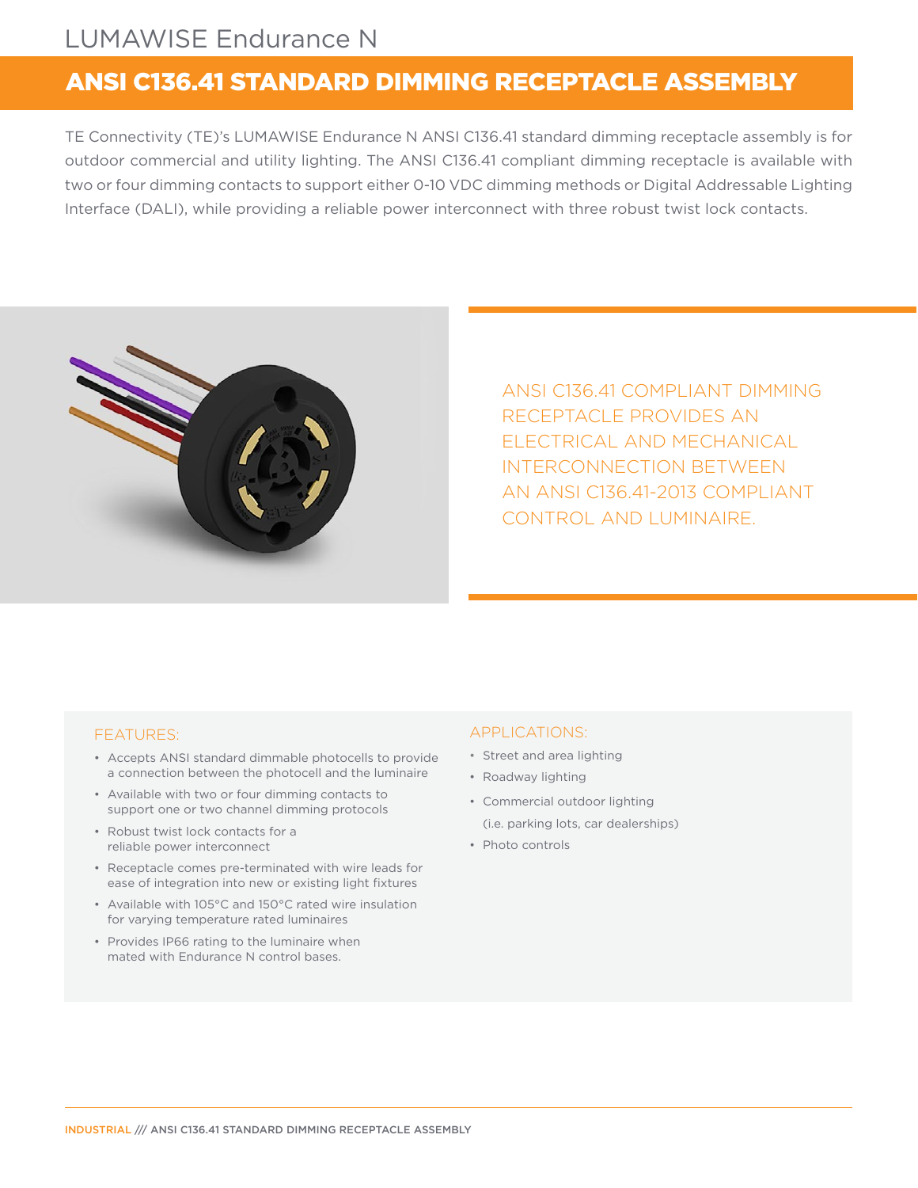# LUMAWISE Endurance N

## ANSI C136.41 STANDARD DIMMING RECEPTACLE ASSEMBLY

TE Connectivity (TE)'s LUMAWISE Endurance N ANSI C136.41 standard dimming receptacle assembly is for outdoor commercial and utility lighting. The ANSI C136.41 compliant dimming receptacle is available with two or four dimming contacts to support either 0-10 VDC dimming methods or Digital Addressable Lighting Interface (DALI), while providing a reliable power interconnect with three robust twist lock contacts.

ANSI C136.41 COMPLIANT DIMMING RECEPTACLE PROVIDES AN ELECTRICAL AND MECHANICAL INTERCONNECTION BETWEEN AN ANSI C136.41-2013 COMPLIANT CONTROL AND LUMINAIRE.

### FEATURES:

- Accepts ANSI standard dimmable photocells to provide a connection between the photocell and the luminaire
- Available with two or four dimming contacts to support one or two channel dimming protocols
- Robust twist lock contacts for a reliable power interconnect
- Receptacle comes pre-terminated with wire leads for ease of integration into new or existing light fixtures
- Available with 105°C and 150°C rated wire insulation for varying temperature rated luminaires
- Provides IP66 rating to the luminaire when mated with Endurance N control bases.

### APPLICATIONS:

- Street and area lighting
- Roadway lighting
- Commercial outdoor lighting (i.e. parking lots, car dealerships)
- Photo controls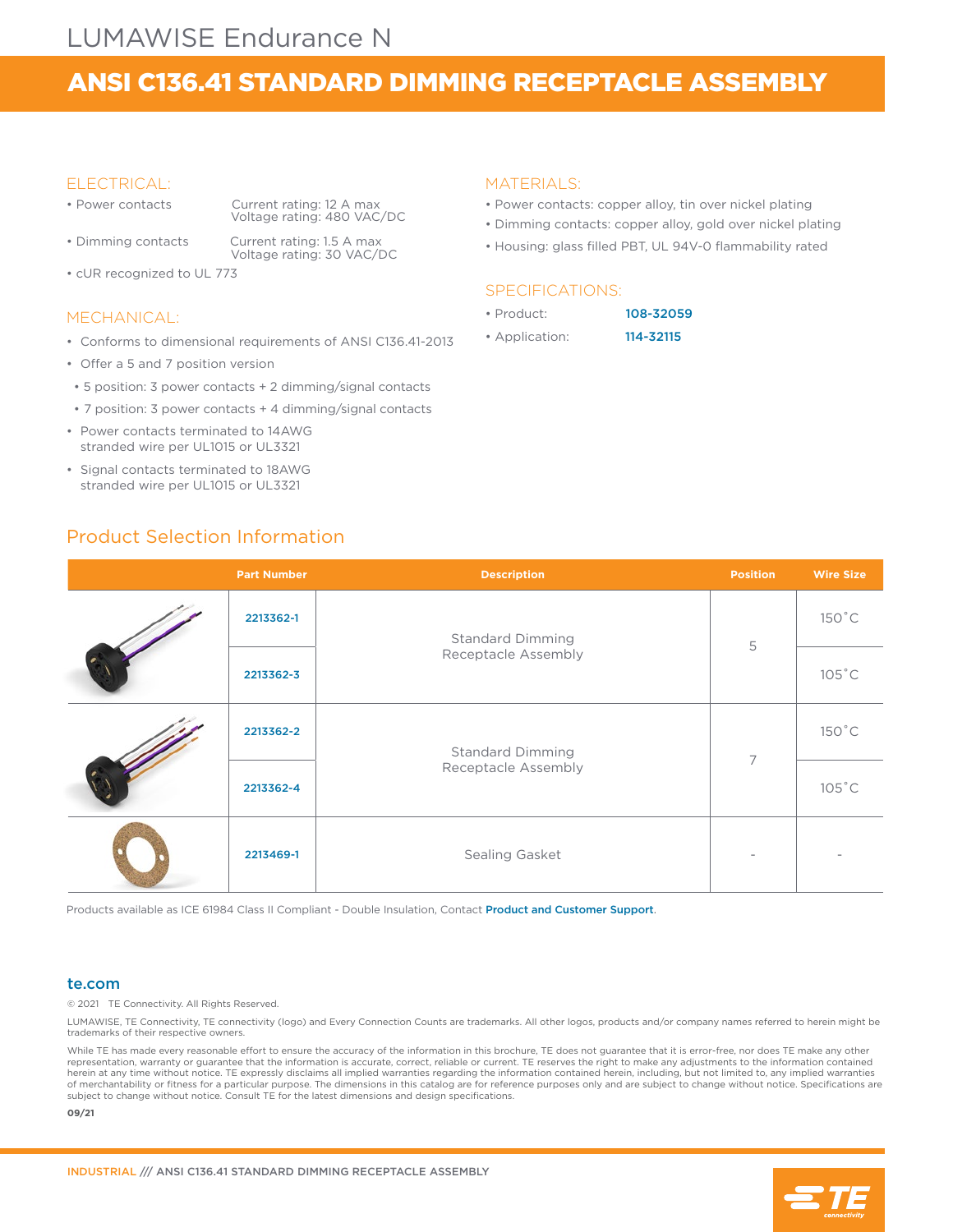# LUMAWISE Endurance N

## ANSI C136.41 STANDARD DIMMING RECEPTACLE ASSEMBLY

### ELECTRICAL:

- Power contacts — Current rating: 12 A max; Voltage rating: 480 VAC/DC
- Dimming contacts — Current rating: 1.5 A max; Voltage rating: 30 VAC/DC
- cUR recognized to UL 773

### MECHANICAL:

- Conforms to dimensional requirements of ANSI C136.41-2013
- Offer a 5 and 7 position version
  - 5 position: 3 power contacts + 2 dimming/signal contacts
  - 7 position: 3 power contacts + 4 dimming/signal contacts
- Power contacts terminated to 14AWG stranded wire per UL1015 or UL3321
- Signal contacts terminated to 18AWG stranded wire per UL1015 or UL3321

### MATERIALS:

- Power contacts: copper alloy, tin over nickel plating
- Dimming contacts: copper alloy, gold over nickel plating
- Housing: glass filled PBT, UL 94V-0 flammability rated

### SPECIFICATIONS:

- Product: 108-32059
- Application: 114-32115

## Product Selection Information

| | Part Number | Description | Position | Wire Size |
|---|---|---|---|---|
| | 2213362-1 | Standard Dimming Receptacle Assembly | 5 | 150˚C |
| | 2213362-3 | Standard Dimming Receptacle Assembly | 5 | 105˚C |
| | 2213362-2 | Standard Dimming Receptacle Assembly | 7 | 150˚C |
| | 2213362-4 | Standard Dimming Receptacle Assembly | 7 | 105˚C |
| | 2213469-1 | Sealing Gasket | - | - |

Products available as ICE 61984 Class II Compliant - Double Insulation, Contact Product and Customer Support.

te.com

© 2021 TE Connectivity. All Rights Reserved.

LUMAWISE, TE Connectivity, TE connectivity (logo) and Every Connection Counts are trademarks. All other logos, products and/or company names referred to herein might be trademarks of their respective owners.

While TE has made every reasonable effort to ensure the accuracy of the information in this brochure, TE does not guarantee that it is error-free, nor does TE make any other representation, warranty or guarantee that the information is accurate, correct, reliable or current. TE reserves the right to make any adjustments to the information contained herein at any time without notice. TE expressly disclaims all implied warranties regarding the information contained herein, including, but not limited to, any implied warranties of merchantability or fitness for a particular purpose. The dimensions in this catalog are for reference purposes only and are subject to change without notice. Specifications are subject to change without notice. Consult TE for the latest dimensions and design specifications.

**09/21**